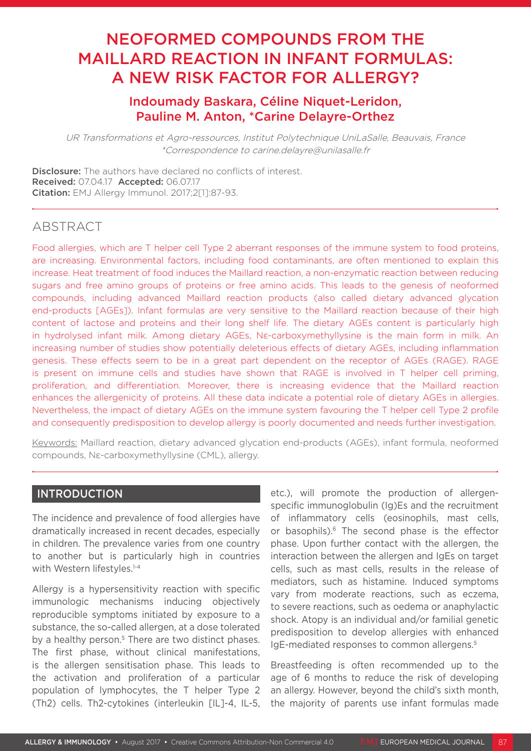# NEOFORMED COMPOUNDS FROM THE MAILLARD REACTION IN INFANT FORMULAS: A NEW RISK FACTOR FOR ALLERGY?

**Indoumady Baskara, Céline Niquet-Leridon, Pauline M. Anton, *Carine Delayre-Orthez**

*UR Transformations et Agro-ressources, Institut Polytechnique UniLaSalle, Beauvais, France*
*\*Correspondence to carine.delayre@unilasalle.fr*

**Disclosure:** The authors have declared no conflicts of interest.
**Received:** 07.04.17 **Accepted:** 06.07.17
**Citation:** EMJ Allergy Immunol. 2017;2[1]:87-93.

## ABSTRACT

Food allergies, which are T helper cell Type 2 aberrant responses of the immune system to food proteins, are increasing. Environmental factors, including food contaminants, are often mentioned to explain this increase. Heat treatment of food induces the Maillard reaction, a non-enzymatic reaction between reducing sugars and free amino groups of proteins or free amino acids. This leads to the genesis of neoformed compounds, including advanced Maillard reaction products (also called dietary advanced glycation end-products [AGEs]). Infant formulas are very sensitive to the Maillard reaction because of their high content of lactose and proteins and their long shelf life. The dietary AGEs content is particularly high in hydrolysed infant milk. Among dietary AGEs, Nε-carboxymethyllysine is the main form in milk. An increasing number of studies show potentially deleterious effects of dietary AGEs, including inflammation genesis. These effects seem to be in a great part dependent on the receptor of AGEs (RAGE). RAGE is present on immune cells and studies have shown that RAGE is involved in T helper cell priming, proliferation, and differentiation. Moreover, there is increasing evidence that the Maillard reaction enhances the allergenicity of proteins. All these data indicate a potential role of dietary AGEs in allergies. Nevertheless, the impact of dietary AGEs on the immune system favouring the T helper cell Type 2 profile and consequently predisposition to develop allergy is poorly documented and needs further investigation.

Keywords: Maillard reaction, dietary advanced glycation end-products (AGEs), infant formula, neoformed compounds, Nε-carboxymethyllysine (CML), allergy.

## INTRODUCTION

The incidence and prevalence of food allergies have dramatically increased in recent decades, especially in children. The prevalence varies from one country to another but is particularly high in countries with Western lifestyles.[1-4]

Allergy is a hypersensitivity reaction with specific immunologic mechanisms inducing objectively reproducible symptoms initiated by exposure to a substance, the so-called allergen, at a dose tolerated by a healthy person.[5] There are two distinct phases. The first phase, without clinical manifestations, is the allergen sensitisation phase. This leads to the activation and proliferation of a particular population of lymphocytes, the T helper Type 2 (Th2) cells. Th2-cytokines (interleukin [IL]-4, IL-5, etc.), will promote the production of allergen-specific immunoglobulin (Ig)Es and the recruitment of inflammatory cells (eosinophils, mast cells, or basophils).[6] The second phase is the effector phase. Upon further contact with the allergen, the interaction between the allergen and IgEs on target cells, such as mast cells, results in the release of mediators, such as histamine. Induced symptoms vary from moderate reactions, such as eczema, to severe reactions, such as oedema or anaphylactic shock. Atopy is an individual and/or familial genetic predisposition to develop allergies with enhanced IgE-mediated responses to common allergens.[5]

Breastfeeding is often recommended up to the age of 6 months to reduce the risk of developing an allergy. However, beyond the child's sixth month, the majority of parents use infant formulas made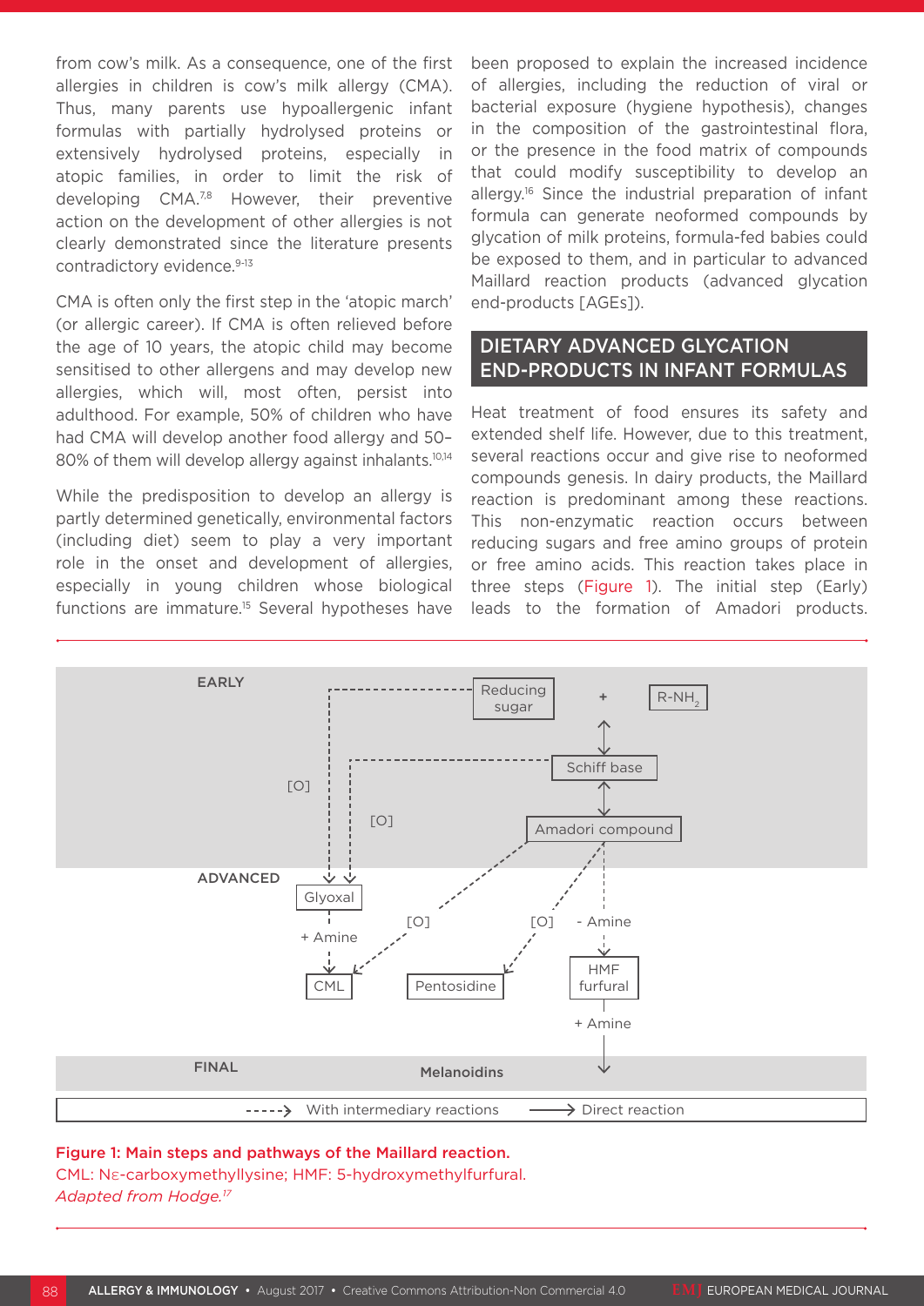from cow's milk. As a consequence, one of the first allergies in children is cow's milk allergy (CMA). Thus, many parents use hypoallergenic infant formulas with partially hydrolysed proteins or extensively hydrolysed proteins, especially in atopic families, in order to limit the risk of developing CMA.[7,8] However, their preventive action on the development of other allergies is not clearly demonstrated since the literature presents contradictory evidence.[9-13]

CMA is often only the first step in the 'atopic march' (or allergic career). If CMA is often relieved before the age of 10 years, the atopic child may become sensitised to other allergens and may develop new allergies, which will, most often, persist into adulthood. For example, 50% of children who have had CMA will develop another food allergy and 50–80% of them will develop allergy against inhalants.[10,14]

While the predisposition to develop an allergy is partly determined genetically, environmental factors (including diet) seem to play a very important role in the onset and development of allergies, especially in young children whose biological functions are immature.[15] Several hypotheses have been proposed to explain the increased incidence of allergies, including the reduction of viral or bacterial exposure (hygiene hypothesis), changes in the composition of the gastrointestinal flora, or the presence in the food matrix of compounds that could modify susceptibility to develop an allergy.[16] Since the industrial preparation of infant formula can generate neoformed compounds by glycation of milk proteins, formula-fed babies could be exposed to them, and in particular to advanced Maillard reaction products (advanced glycation end-products [AGEs]).

## DIETARY ADVANCED GLYCATION END-PRODUCTS IN INFANT FORMULAS

Heat treatment of food ensures its safety and extended shelf life. However, due to this treatment, several reactions occur and give rise to neoformed compounds genesis. In dairy products, the Maillard reaction is predominant among these reactions. This non-enzymatic reaction occurs between reducing sugars and free amino groups of protein or free amino acids. This reaction takes place in three steps (Figure 1). The initial step (Early) leads to the formation of Amadori products.

EARLY: Reducing sugar + $R\text{-}NH_2$ ↔ Schiff base ↔ Amadori compound; Reducing sugar --[O]--> Glyoxal; Schiff base --[O]--> Glyoxal

ADVANCED: Glyoxal --+ Amine--> CML; Amadori compound --[O]--> CML; Amadori compound --[O]--> Pentosidine; Amadori compound -- - Amine --> HMF furfural --+ Amine--> Melanoidins

FINAL: Melanoidins

- - - -> With intermediary reactions ——> Direct reaction

**Figure 1: Main steps and pathways of the Maillard reaction.**
CML: Nε-carboxymethyllysine; HMF: 5-hydroxymethylfurfural.
*Adapted from Hodge.*[17]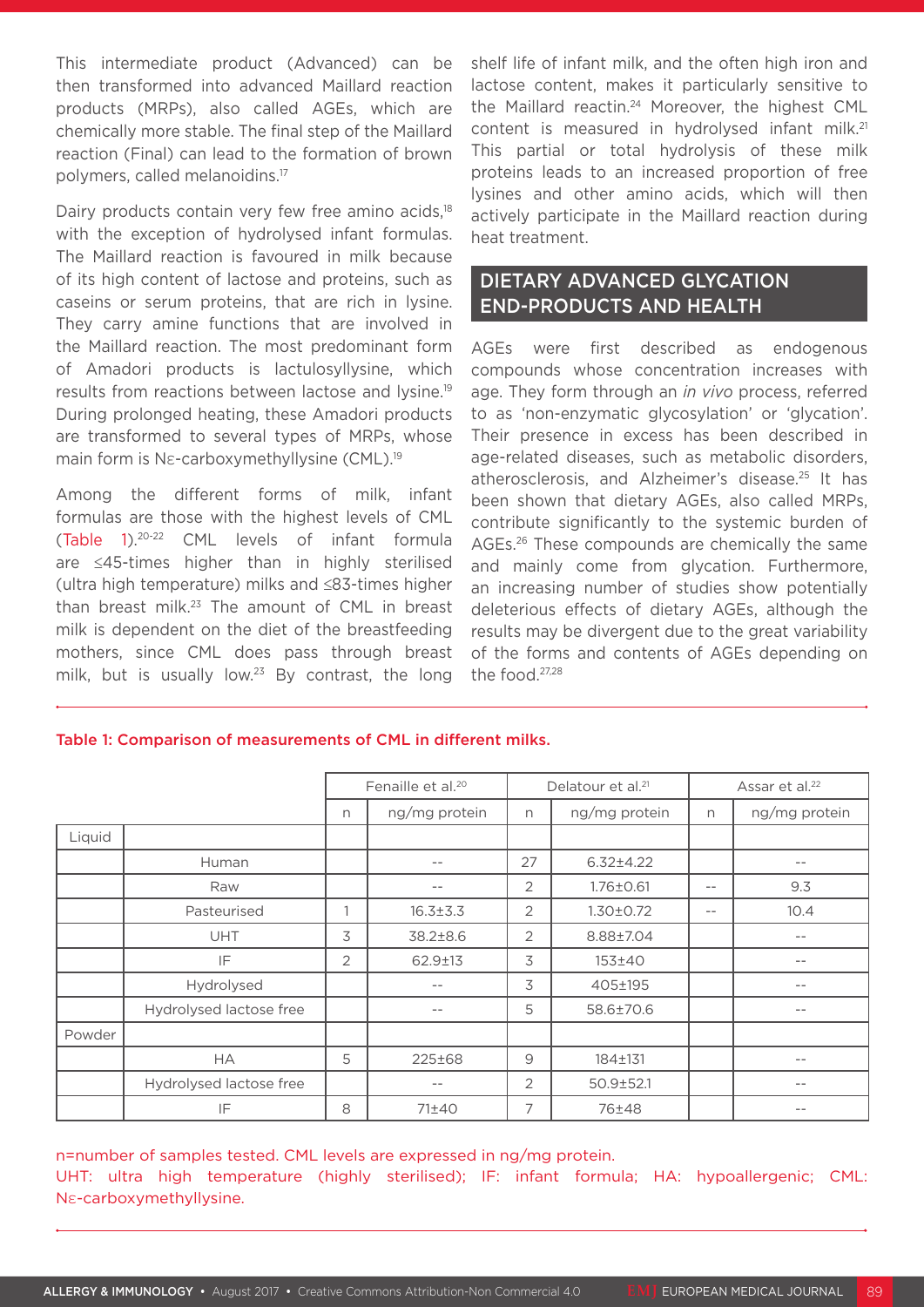This intermediate product (Advanced) can be then transformed into advanced Maillard reaction products (MRPs), also called AGEs, which are chemically more stable. The final step of the Maillard reaction (Final) can lead to the formation of brown polymers, called melanoidins.[17]

Dairy products contain very few free amino acids,[18] with the exception of hydrolysed infant formulas. The Maillard reaction is favoured in milk because of its high content of lactose and proteins, such as caseins or serum proteins, that are rich in lysine. They carry amine functions that are involved in the Maillard reaction. The most predominant form of Amadori products is lactulosyllysine, which results from reactions between lactose and lysine.[19] During prolonged heating, these Amadori products are transformed to several types of MRPs, whose main form is Nε-carboxymethyllysine (CML).[19]

Among the different forms of milk, infant formulas are those with the highest levels of CML (Table 1).[20-22] CML levels of infant formula are ≤45-times higher than in highly sterilised (ultra high temperature) milks and ≤83-times higher than breast milk.[23] The amount of CML in breast milk is dependent on the diet of the breastfeeding mothers, since CML does pass through breast milk, but is usually low.[23] By contrast, the long shelf life of infant milk, and the often high iron and lactose content, makes it particularly sensitive to the Maillard reactin.[24] Moreover, the highest CML content is measured in hydrolysed infant milk.[21] This partial or total hydrolysis of these milk proteins leads to an increased proportion of free lysines and other amino acids, which will then actively participate in the Maillard reaction during heat treatment.

## DIETARY ADVANCED GLYCATION END-PRODUCTS AND HEALTH

AGEs were first described as endogenous compounds whose concentration increases with age. They form through an *in vivo* process, referred to as 'non-enzymatic glycosylation' or 'glycation'. Their presence in excess has been described in age-related diseases, such as metabolic disorders, atherosclerosis, and Alzheimer's disease.[25] It has been shown that dietary AGEs, also called MRPs, contribute significantly to the systemic burden of AGEs.[26] These compounds are chemically the same and mainly come from glycation. Furthermore, an increasing number of studies show potentially deleterious effects of dietary AGEs, although the results may be divergent due to the great variability of the forms and contents of AGEs depending on the food.[27,28]

**Table 1: Comparison of measurements of CML in different milks.**

| | | Fenaille et al.[20] | | Delatour et al.[21] | | Assar et al.[22] | |
|---|---|---|---|---|---|---|---|
| | | n | ng/mg protein | n | ng/mg protein | n | ng/mg protein |
| Liquid | | | | | | | |
| | Human | | -- | 27 | 6.32±4.22 | | -- |
| | Raw | | -- | 2 | 1.76±0.61 | -- | 9.3 |
| | Pasteurised | 1 | 16.3±3.3 | 2 | 1.30±0.72 | -- | 10.4 |
| | UHT | 3 | 38.2±8.6 | 2 | 8.88±7.04 | | -- |
| | IF | 2 | 62.9±13 | 3 | 153±40 | | -- |
| | Hydrolysed | | -- | 3 | 405±195 | | -- |
| | Hydrolysed lactose free | | -- | 5 | 58.6±70.6 | | -- |
| Powder | | | | | | | |
| | HA | 5 | 225±68 | 9 | 184±131 | | -- |
| | Hydrolysed lactose free | | -- | 2 | 50.9±52.1 | | -- |
| | IF | 8 | 71±40 | 7 | 76±48 | | -- |

n=number of samples tested. CML levels are expressed in ng/mg protein.
UHT: ultra high temperature (highly sterilised); IF: infant formula; HA: hypoallergenic; CML: Nε-carboxymethyllysine.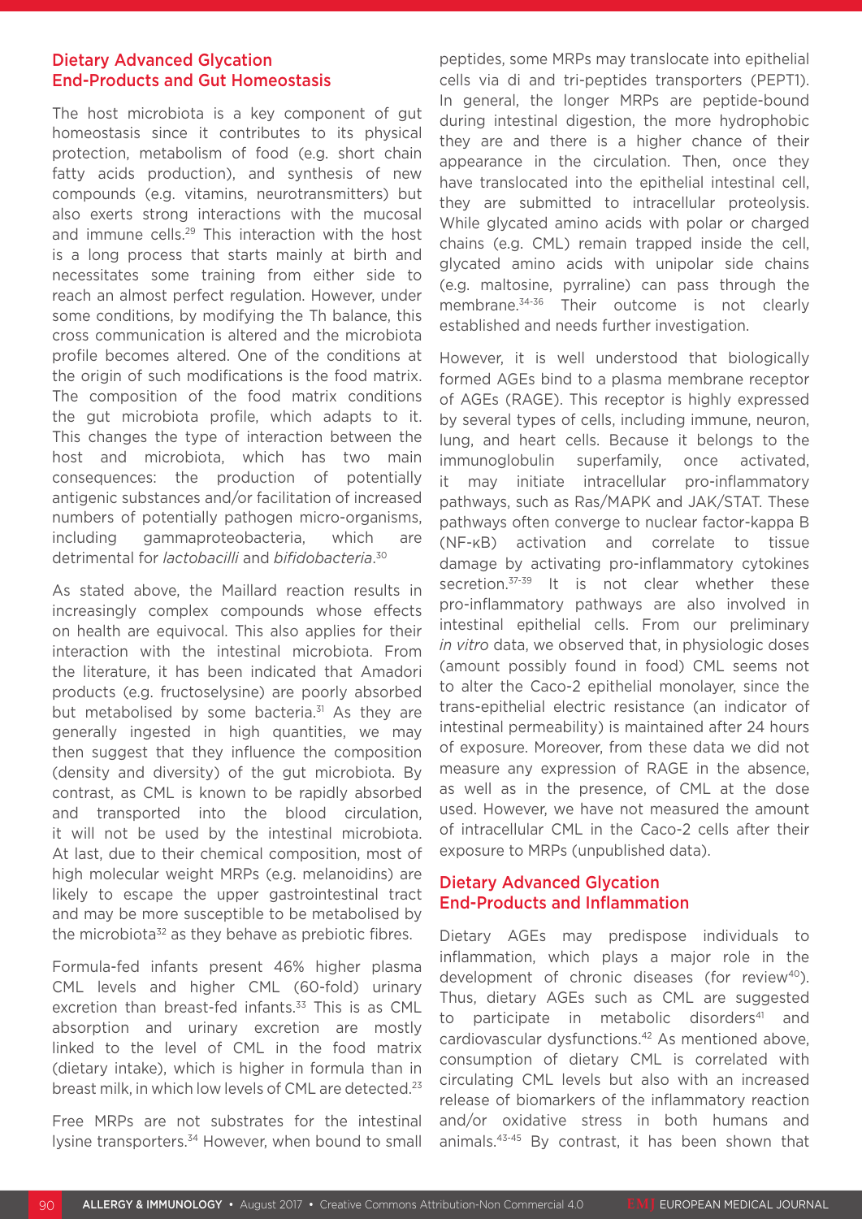## Dietary Advanced Glycation End-Products and Gut Homeostasis

The host microbiota is a key component of gut homeostasis since it contributes to its physical protection, metabolism of food (e.g. short chain fatty acids production), and synthesis of new compounds (e.g. vitamins, neurotransmitters) but also exerts strong interactions with the mucosal and immune cells.[29] This interaction with the host is a long process that starts mainly at birth and necessitates some training from either side to reach an almost perfect regulation. However, under some conditions, by modifying the Th balance, this cross communication is altered and the microbiota profile becomes altered. One of the conditions at the origin of such modifications is the food matrix. The composition of the food matrix conditions the gut microbiota profile, which adapts to it. This changes the type of interaction between the host and microbiota, which has two main consequences: the production of potentially antigenic substances and/or facilitation of increased numbers of potentially pathogen micro-organisms, including gammaproteobacteria, which are detrimental for *lactobacilli* and *bifidobacteria*.[30]

As stated above, the Maillard reaction results in increasingly complex compounds whose effects on health are equivocal. This also applies for their interaction with the intestinal microbiota. From the literature, it has been indicated that Amadori products (e.g. fructoselysine) are poorly absorbed but metabolised by some bacteria.[31] As they are generally ingested in high quantities, we may then suggest that they influence the composition (density and diversity) of the gut microbiota. By contrast, as CML is known to be rapidly absorbed and transported into the blood circulation, it will not be used by the intestinal microbiota. At last, due to their chemical composition, most of high molecular weight MRPs (e.g. melanoidins) are likely to escape the upper gastrointestinal tract and may be more susceptible to be metabolised by the microbiota[32] as they behave as prebiotic fibres.

Formula-fed infants present 46% higher plasma CML levels and higher CML (60-fold) urinary excretion than breast-fed infants.[33] This is as CML absorption and urinary excretion are mostly linked to the level of CML in the food matrix (dietary intake), which is higher in formula than in breast milk, in which low levels of CML are detected.[23]

Free MRPs are not substrates for the intestinal lysine transporters.[34] However, when bound to small peptides, some MRPs may translocate into epithelial cells via di and tri-peptides transporters (PEPT1). In general, the longer MRPs are peptide-bound during intestinal digestion, the more hydrophobic they are and there is a higher chance of their appearance in the circulation. Then, once they have translocated into the epithelial intestinal cell, they are submitted to intracellular proteolysis. While glycated amino acids with polar or charged chains (e.g. CML) remain trapped inside the cell, glycated amino acids with unipolar side chains (e.g. maltosine, pyrraline) can pass through the membrane.[34-36] Their outcome is not clearly established and needs further investigation.

However, it is well understood that biologically formed AGEs bind to a plasma membrane receptor of AGEs (RAGE). This receptor is highly expressed by several types of cells, including immune, neuron, lung, and heart cells. Because it belongs to the immunoglobulin superfamily, once activated, it may initiate intracellular pro-inflammatory pathways, such as Ras/MAPK and JAK/STAT. These pathways often converge to nuclear factor-kappa B (NF-κB) activation and correlate to tissue damage by activating pro-inflammatory cytokines secretion.[37-39] It is not clear whether these pro-inflammatory pathways are also involved in intestinal epithelial cells. From our preliminary *in vitro* data, we observed that, in physiologic doses (amount possibly found in food) CML seems not to alter the Caco-2 epithelial monolayer, since the trans-epithelial electric resistance (an indicator of intestinal permeability) is maintained after 24 hours of exposure. Moreover, from these data we did not measure any expression of RAGE in the absence, as well as in the presence, of CML at the dose used. However, we have not measured the amount of intracellular CML in the Caco-2 cells after their exposure to MRPs (unpublished data).

## Dietary Advanced Glycation End-Products and Inflammation

Dietary AGEs may predispose individuals to inflammation, which plays a major role in the development of chronic diseases (for review[40]). Thus, dietary AGEs such as CML are suggested to participate in metabolic disorders[41] and cardiovascular dysfunctions.[42] As mentioned above, consumption of dietary CML is correlated with circulating CML levels but also with an increased release of biomarkers of the inflammatory reaction and/or oxidative stress in both humans and animals.[43-45] By contrast, it has been shown that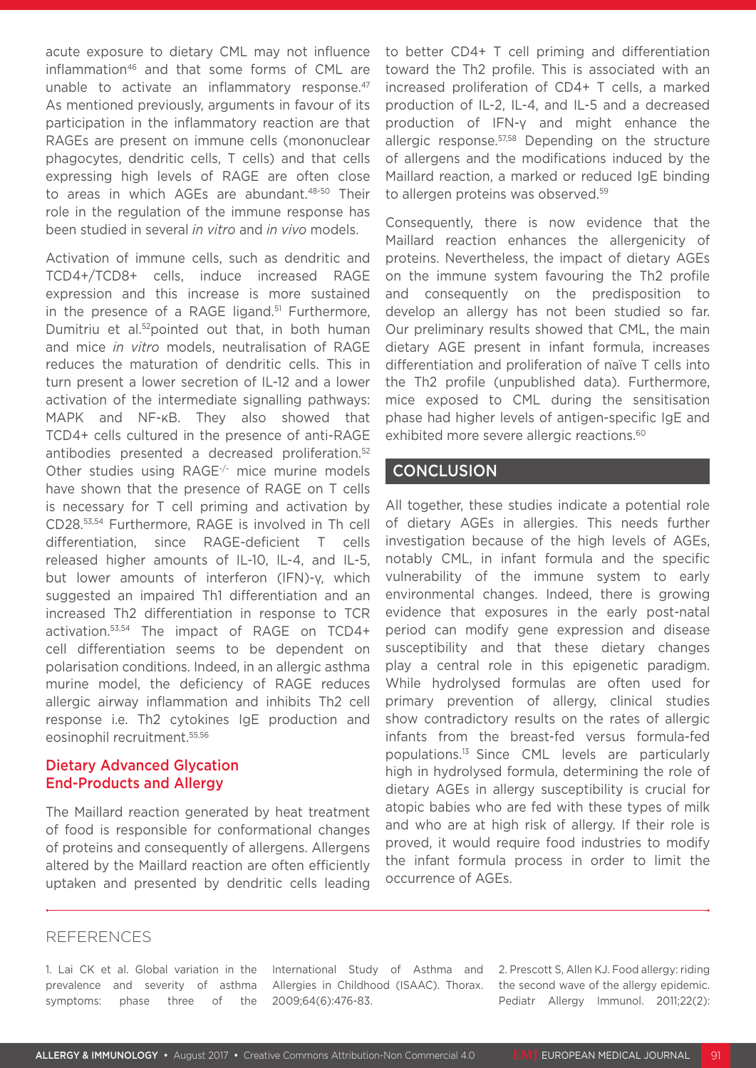acute exposure to dietary CML may not influence inflammation[46] and that some forms of CML are unable to activate an inflammatory response.[47] As mentioned previously, arguments in favour of its participation in the inflammatory reaction are that RAGEs are present on immune cells (mononuclear phagocytes, dendritic cells, T cells) and that cells expressing high levels of RAGE are often close to areas in which AGEs are abundant.[48-50] Their role in the regulation of the immune response has been studied in several *in vitro* and *in vivo* models.

Activation of immune cells, such as dendritic and TCD4+/TCD8+ cells, induce increased RAGE expression and this increase is more sustained in the presence of a RAGE ligand.[51] Furthermore, Dumitriu et al.[52]pointed out that, in both human and mice *in vitro* models, neutralisation of RAGE reduces the maturation of dendritic cells. This in turn present a lower secretion of IL-12 and a lower activation of the intermediate signalling pathways: MAPK and NF-κB. They also showed that TCD4+ cells cultured in the presence of anti-RAGE antibodies presented a decreased proliferation.[52] Other studies using $RAGE^{-/-}$ mice murine models have shown that the presence of RAGE on T cells is necessary for T cell priming and activation by CD28.[53,54] Furthermore, RAGE is involved in Th cell differentiation, since RAGE-deficient T cells released higher amounts of IL-10, IL-4, and IL-5, but lower amounts of interferon (IFN)-γ, which suggested an impaired Th1 differentiation and an increased Th2 differentiation in response to TCR activation.[53,54] The impact of RAGE on TCD4+ cell differentiation seems to be dependent on polarisation conditions. Indeed, in an allergic asthma murine model, the deficiency of RAGE reduces allergic airway inflammation and inhibits Th2 cell response i.e. Th2 cytokines IgE production and eosinophil recruitment.[55,56]

### Dietary Advanced Glycation End-Products and Allergy

The Maillard reaction generated by heat treatment of food is responsible for conformational changes of proteins and consequently of allergens. Allergens altered by the Maillard reaction are often efficiently uptaken and presented by dendritic cells leading to better CD4+ T cell priming and differentiation toward the Th2 profile. This is associated with an increased proliferation of CD4+ T cells, a marked production of IL-2, IL-4, and IL-5 and a decreased production of IFN-γ and might enhance the allergic response.[57,58] Depending on the structure of allergens and the modifications induced by the Maillard reaction, a marked or reduced IgE binding to allergen proteins was observed.[59]

Consequently, there is now evidence that the Maillard reaction enhances the allergenicity of proteins. Nevertheless, the impact of dietary AGEs on the immune system favouring the Th2 profile and consequently on the predisposition to develop an allergy has not been studied so far. Our preliminary results showed that CML, the main dietary AGE present in infant formula, increases differentiation and proliferation of naïve T cells into the Th2 profile (unpublished data). Furthermore, mice exposed to CML during the sensitisation phase had higher levels of antigen-specific IgE and exhibited more severe allergic reactions.[60]

## CONCLUSION

All together, these studies indicate a potential role of dietary AGEs in allergies. This needs further investigation because of the high levels of AGEs, notably CML, in infant formula and the specific vulnerability of the immune system to early environmental changes. Indeed, there is growing evidence that exposures in the early post-natal period can modify gene expression and disease susceptibility and that these dietary changes play a central role in this epigenetic paradigm. While hydrolysed formulas are often used for primary prevention of allergy, clinical studies show contradictory results on the rates of allergic infants from the breast-fed versus formula-fed populations.[13] Since CML levels are particularly high in hydrolysed formula, determining the role of dietary AGEs in allergy susceptibility is crucial for atopic babies who are fed with these types of milk and who are at high risk of allergy. If their role is proved, it would require food industries to modify the infant formula process in order to limit the occurrence of AGEs.

## REFERENCES

1. Lai CK et al. Global variation in the prevalence and severity of asthma symptoms: phase three of the International Study of Asthma and Allergies in Childhood (ISAAC). Thorax. 2009;64(6):476-83.

2. Prescott S, Allen KJ. Food allergy: riding the second wave of the allergy epidemic. Pediatr Allergy Immunol. 2011;22(2):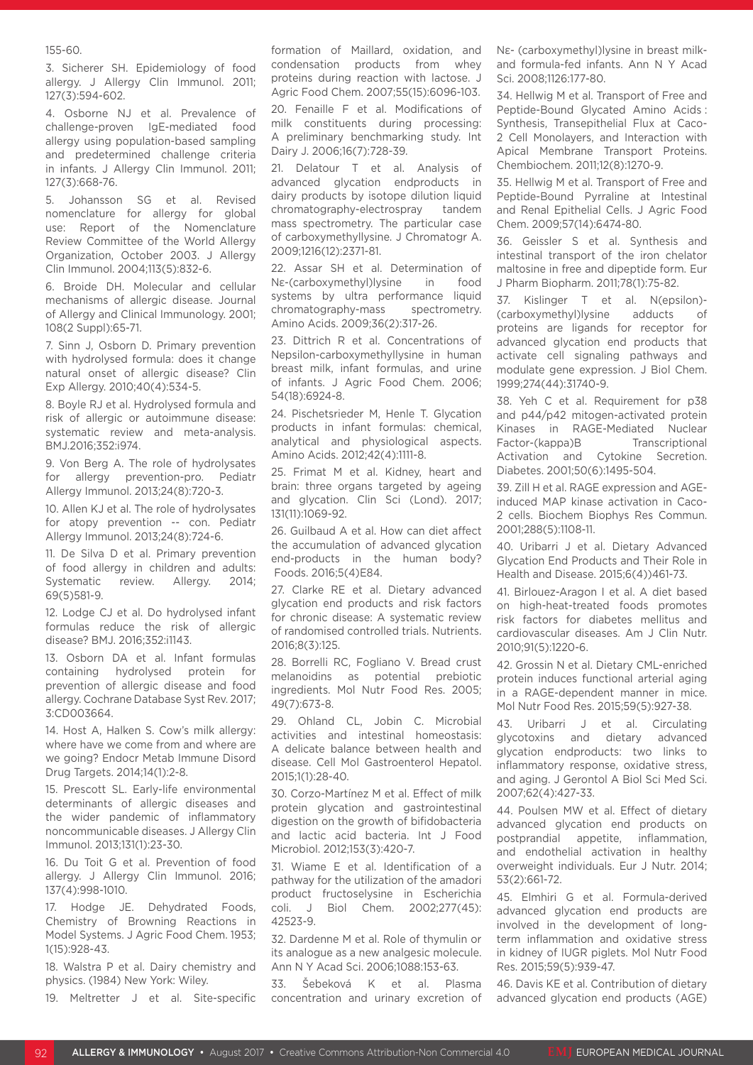155-60.

3. Sicherer SH. Epidemiology of food allergy. J Allergy Clin Immunol. 2011; 127(3):594-602.

4. Osborne NJ et al. Prevalence of challenge-proven IgE-mediated food allergy using population-based sampling and predetermined challenge criteria in infants. J Allergy Clin Immunol. 2011; 127(3):668-76.

5. Johansson SG et al. Revised nomenclature for allergy for global use: Report of the Nomenclature Review Committee of the World Allergy Organization, October 2003. J Allergy Clin Immunol. 2004;113(5):832-6.

6. Broide DH. Molecular and cellular mechanisms of allergic disease. Journal of Allergy and Clinical Immunology. 2001; 108(2 Suppl):65-71.

7. Sinn J, Osborn D. Primary prevention with hydrolysed formula: does it change natural onset of allergic disease? Clin Exp Allergy. 2010;40(4):534-5.

8. Boyle RJ et al. Hydrolysed formula and risk of allergic or autoimmune disease: systematic review and meta-analysis. BMJ.2016;352:i974.

9. Von Berg A. The role of hydrolysates for allergy prevention-pro. Pediatr Allergy Immunol. 2013;24(8):720-3.

10. Allen KJ et al. The role of hydrolysates for atopy prevention -- con. Pediatr Allergy Immunol. 2013;24(8):724-6.

11. De Silva D et al. Primary prevention of food allergy in children and adults: Systematic review. Allergy. 2014; 69(5)581-9.

12. Lodge CJ et al. Do hydrolysed infant formulas reduce the risk of allergic disease? BMJ. 2016;352:i1143.

13. Osborn DA et al. Infant formulas containing hydrolysed protein for prevention of allergic disease and food allergy. Cochrane Database Syst Rev. 2017; 3:CD003664.

14. Host A, Halken S. Cow's milk allergy: where have we come from and where are we going? Endocr Metab Immune Disord Drug Targets. 2014;14(1):2-8.

15. Prescott SL. Early-life environmental determinants of allergic diseases and the wider pandemic of inflammatory noncommunicable diseases. J Allergy Clin Immunol. 2013;131(1):23-30.

16. Du Toit G et al. Prevention of food allergy. J Allergy Clin Immunol. 2016; 137(4):998-1010.

17. Hodge JE. Dehydrated Foods, Chemistry of Browning Reactions in Model Systems. J Agric Food Chem. 1953; 1(15):928-43.

18. Walstra P et al. Dairy chemistry and physics. (1984) New York: Wiley.

19. Meltretter J et al. Site-specific formation of Maillard, oxidation, and condensation products from whey proteins during reaction with lactose. J Agric Food Chem. 2007;55(15):6096-103.

20. Fenaille F et al. Modifications of milk constituents during processing: A preliminary benchmarking study. Int Dairy J. 2006;16(7):728-39.

21. Delatour T et al. Analysis of advanced glycation endproducts in dairy products by isotope dilution liquid chromatography-electrospray tandem mass spectrometry. The particular case of carboxymethyllysine. J Chromatogr A. 2009;1216(12):2371-81.

22. Assar SH et al. Determination of Nε-(carboxymethyl)lysine in food systems by ultra performance liquid chromatography-mass spectrometry. Amino Acids. 2009;36(2):317-26.

23. Dittrich R et al. Concentrations of Nepsilon-carboxymethyllysine in human breast milk, infant formulas, and urine of infants. J Agric Food Chem. 2006; 54(18):6924-8.

24. Pischetsrieder M, Henle T. Glycation products in infant formulas: chemical, analytical and physiological aspects. Amino Acids. 2012;42(4):1111-8.

25. Frimat M et al. Kidney, heart and brain: three organs targeted by ageing and glycation. Clin Sci (Lond). 2017; 131(11):1069-92.

26. Guilbaud A et al. How can diet affect the accumulation of advanced glycation end-products in the human body? Foods. 2016;5(4)E84.

27. Clarke RE et al. Dietary advanced glycation end products and risk factors for chronic disease: A systematic review of randomised controlled trials. Nutrients. 2016;8(3):125.

28. Borrelli RC, Fogliano V. Bread crust melanoidins as potential prebiotic ingredients. Mol Nutr Food Res. 2005; 49(7):673-8.

29. Ohland CL, Jobin C. Microbial activities and intestinal homeostasis: A delicate balance between health and disease. Cell Mol Gastroenterol Hepatol. 2015;1(1):28-40.

30. Corzo-Martínez M et al. Effect of milk protein glycation and gastrointestinal digestion on the growth of bifidobacteria and lactic acid bacteria. Int J Food Microbiol. 2012;153(3):420-7.

31. Wiame E et al. Identification of a pathway for the utilization of the amadori product fructoselysine in Escherichia coli. J Biol Chem. 2002;277(45): 42523-9.

32. Dardenne M et al. Role of thymulin or its analogue as a new analgesic molecule. Ann N Y Acad Sci. 2006;1088:153-63.

33. Šebeková K et al. Plasma concentration and urinary excretion of Nε- (carboxymethyl)lysine in breast milk- and formula-fed infants. Ann N Y Acad Sci. 2008;1126:177-80.

34. Hellwig M et al. Transport of Free and Peptide-Bound Glycated Amino Acids : Synthesis, Transepithelial Flux at Caco-2 Cell Monolayers, and Interaction with Apical Membrane Transport Proteins. Chembiochem. 2011;12(8):1270-9.

35. Hellwig M et al. Transport of Free and Peptide-Bound Pyrraline at Intestinal and Renal Epithelial Cells. J Agric Food Chem. 2009;57(14):6474-80.

36. Geissler S et al. Synthesis and intestinal transport of the iron chelator maltosine in free and dipeptide form. Eur J Pharm Biopharm. 2011;78(1):75-82.

37. Kislinger T et al. N(epsilon)-(carboxymethyl)lysine adducts of proteins are ligands for receptor for advanced glycation end products that activate cell signaling pathways and modulate gene expression. J Biol Chem. 1999;274(44):31740-9.

38. Yeh C et al. Requirement for p38 and p44/p42 mitogen-activated protein Kinases in RAGE-Mediated Nuclear Factor-(kappa)B Transcriptional Activation and Cytokine Secretion. Diabetes. 2001;50(6):1495-504.

39. Zill H et al. RAGE expression and AGE-induced MAP kinase activation in Caco-2 cells. Biochem Biophys Res Commun. 2001;288(5):1108-11.

40. Uribarri J et al. Dietary Advanced Glycation End Products and Their Role in Health and Disease. 2015;6(4))461-73.

41. Birlouez-Aragon I et al. A diet based on high-heat-treated foods promotes risk factors for diabetes mellitus and cardiovascular diseases. Am J Clin Nutr. 2010;91(5):1220-6.

42. Grossin N et al. Dietary CML-enriched protein induces functional arterial aging in a RAGE-dependent manner in mice. Mol Nutr Food Res. 2015;59(5):927-38.

43. Uribarri J et al. Circulating glycotoxins and dietary advanced glycation endproducts: two links to inflammatory response, oxidative stress, and aging. J Gerontol A Biol Sci Med Sci. 2007;62(4):427-33.

44. Poulsen MW et al. Effect of dietary advanced glycation end products on postprandial appetite, inflammation, and endothelial activation in healthy overweight individuals. Eur J Nutr. 2014; 53(2):661-72.

45. Elmhiri G et al. Formula-derived advanced glycation end products are involved in the development of long-term inflammation and oxidative stress in kidney of IUGR piglets. Mol Nutr Food Res. 2015;59(5):939-47.

46. Davis KE et al. Contribution of dietary advanced glycation end products (AGE)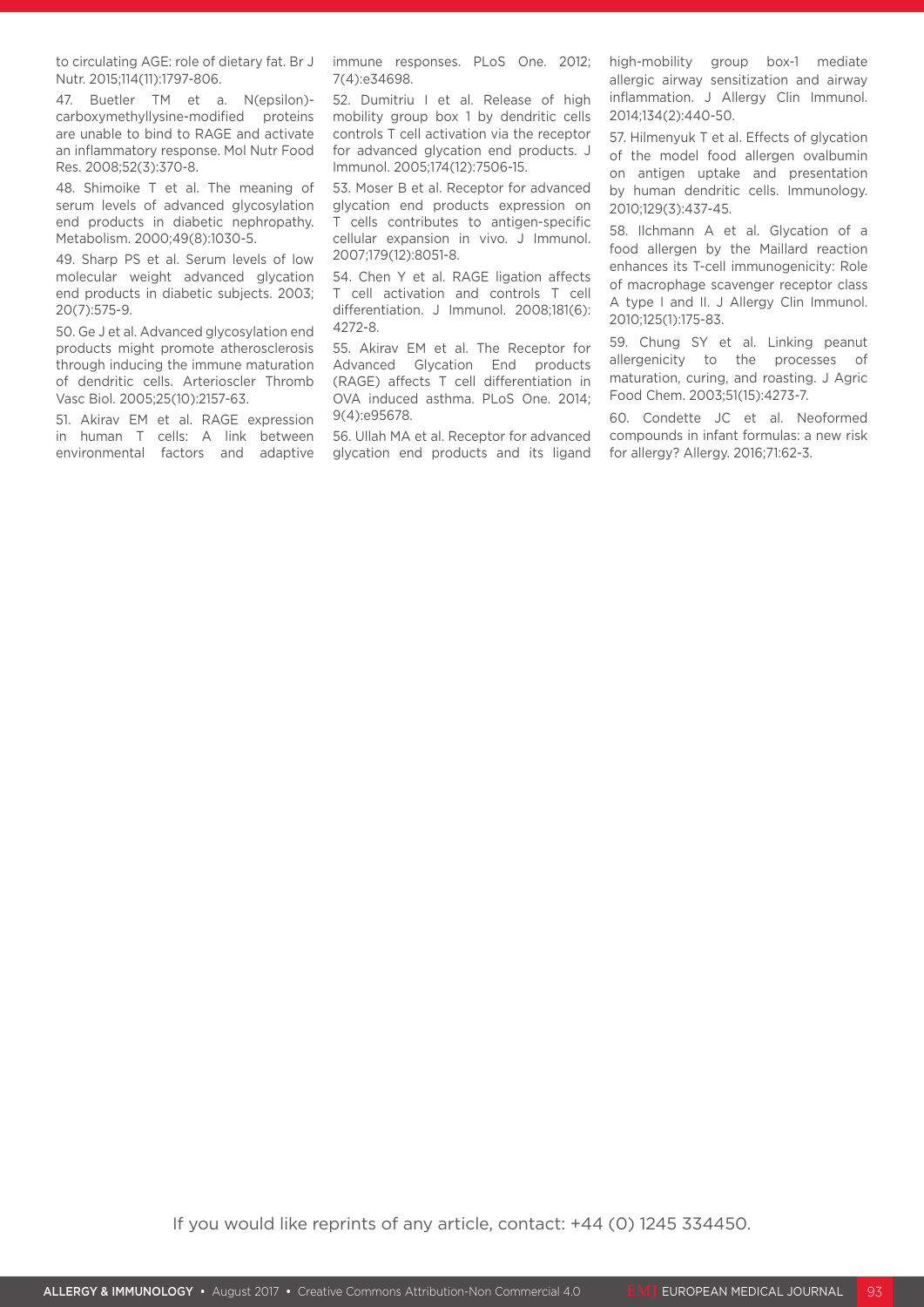to circulating AGE: role of dietary fat. Br J Nutr. 2015;114(11):1797-806.

47. Buetler TM et a. N(epsilon)-carboxymethyllysine-modified proteins are unable to bind to RAGE and activate an inflammatory response. Mol Nutr Food Res. 2008;52(3):370-8.

48. Shimoike T et al. The meaning of serum levels of advanced glycosylation end products in diabetic nephropathy. Metabolism. 2000;49(8):1030-5.

49. Sharp PS et al. Serum levels of low molecular weight advanced glycation end products in diabetic subjects. 2003; 20(7):575-9.

50. Ge J et al. Advanced glycosylation end products might promote atherosclerosis through inducing the immune maturation of dendritic cells. Arterioscler Thromb Vasc Biol. 2005;25(10):2157-63.

51. Akirav EM et al. RAGE expression in human T cells: A link between environmental factors and adaptive immune responses. PLoS One. 2012; 7(4):e34698.

52. Dumitriu I et al. Release of high mobility group box 1 by dendritic cells controls T cell activation via the receptor for advanced glycation end products. J Immunol. 2005;174(12):7506-15.

53. Moser B et al. Receptor for advanced glycation end products expression on T cells contributes to antigen-specific cellular expansion in vivo. J Immunol. 2007;179(12):8051-8.

54. Chen Y et al. RAGE ligation affects T cell activation and controls T cell differentiation. J Immunol. 2008;181(6): 4272-8.

55. Akirav EM et al. The Receptor for Advanced Glycation End products (RAGE) affects T cell differentiation in OVA induced asthma. PLoS One. 2014; 9(4):e95678.

56. Ullah MA et al. Receptor for advanced glycation end products and its ligand high-mobility group box-1 mediate allergic airway sensitization and airway inflammation. J Allergy Clin Immunol. 2014;134(2):440-50.

57. Hilmenyuk T et al. Effects of glycation of the model food allergen ovalbumin on antigen uptake and presentation by human dendritic cells. Immunology. 2010;129(3):437-45.

58. Ilchmann A et al. Glycation of a food allergen by the Maillard reaction enhances its T-cell immunogenicity: Role of macrophage scavenger receptor class A type I and II. J Allergy Clin Immunol. 2010;125(1):175-83.

59. Chung SY et al. Linking peanut allergenicity to the processes of maturation, curing, and roasting. J Agric Food Chem. 2003;51(15):4273-7.

60. Condette JC et al. Neoformed compounds in infant formulas: a new risk for allergy? Allergy. 2016;71:62-3.

If you would like reprints of any article, contact: +44 (0) 1245 334450.